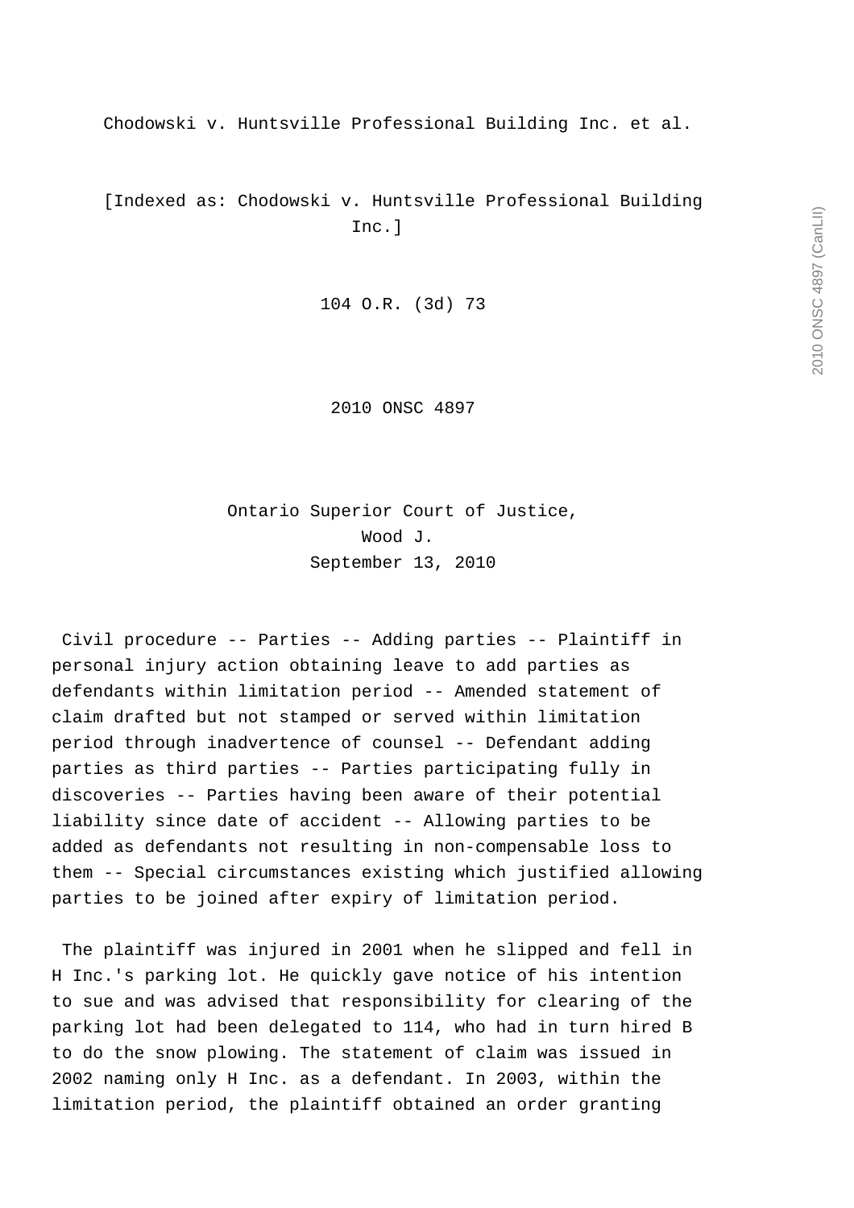Chodowski v. Huntsville Professional Building Inc. et al.

[Indexed as: Chodowski v. Huntsville Professional Building Inc.]

104 O.R. (3d) 73

2010 ONSC 4897

Ontario Superior Court of Justice,
Wood J.
September 13, 2010

Civil procedure -- Parties -- Adding parties -- Plaintiff in personal injury action obtaining leave to add parties as defendants within limitation period -- Amended statement of claim drafted but not stamped or served within limitation period through inadvertence of counsel -- Defendant adding parties as third parties -- Parties participating fully in discoveries -- Parties having been aware of their potential liability since date of accident -- Allowing parties to be added as defendants not resulting in non-compensable loss to them -- Special circumstances existing which justified allowing parties to be joined after expiry of limitation period.

The plaintiff was injured in 2001 when he slipped and fell in H Inc.'s parking lot. He quickly gave notice of his intention to sue and was advised that responsibility for clearing of the parking lot had been delegated to 114, who had in turn hired B to do the snow plowing. The statement of claim was issued in 2002 naming only H Inc. as a defendant. In 2003, within the limitation period, the plaintiff obtained an order granting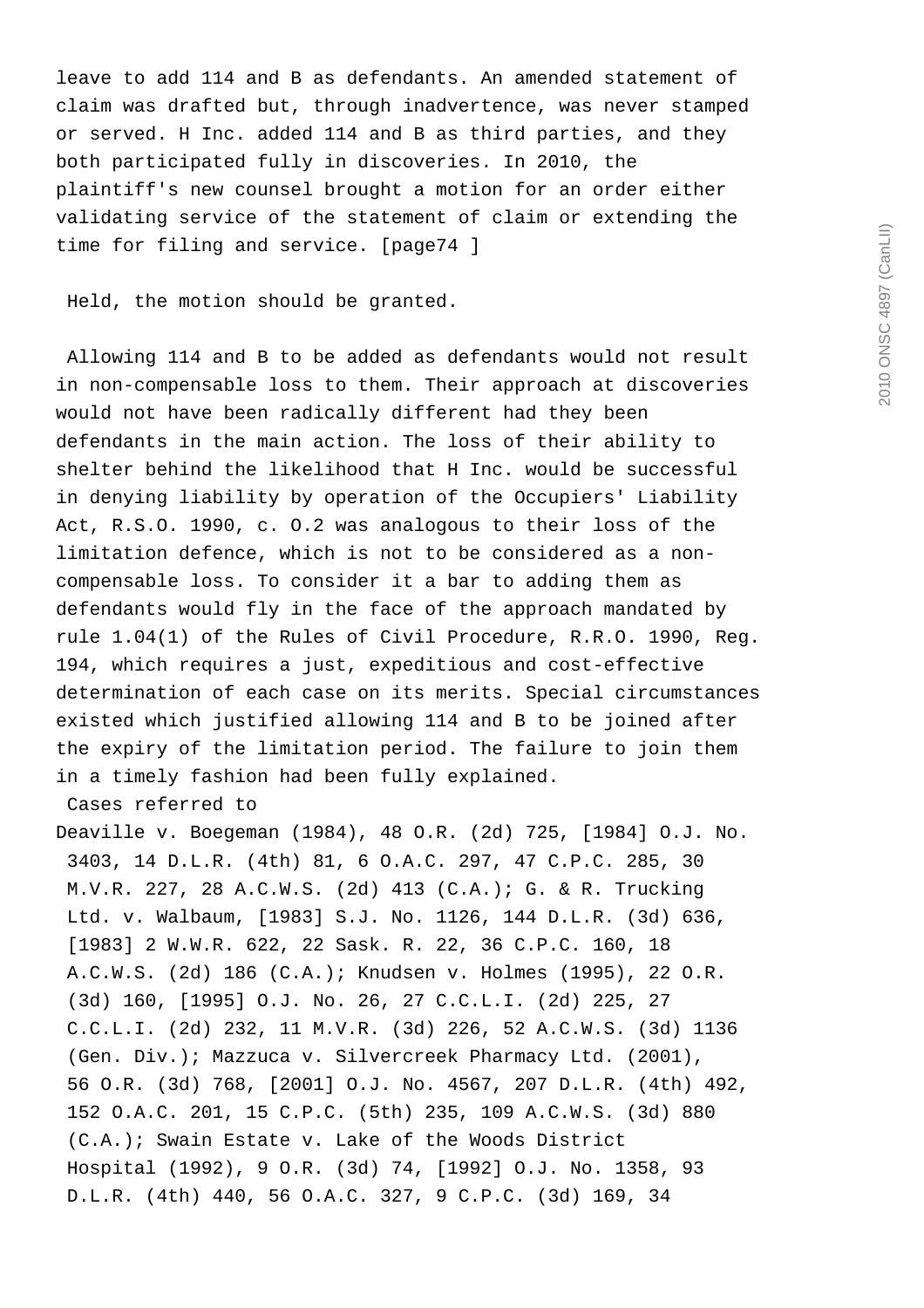leave to add 114 and B as defendants. An amended statement of claim was drafted but, through inadvertence, was never stamped or served. H Inc. added 114 and B as third parties, and they both participated fully in discoveries. In 2010, the plaintiff's new counsel brought a motion for an order either validating service of the statement of claim or extending the time for filing and service. [page74 ]

Held, the motion should be granted.

Allowing 114 and B to be added as defendants would not result in non-compensable loss to them. Their approach at discoveries would not have been radically different had they been defendants in the main action. The loss of their ability to shelter behind the likelihood that H Inc. would be successful in denying liability by operation of the Occupiers' Liability Act, R.S.O. 1990, c. O.2 was analogous to their loss of the limitation defence, which is not to be considered as a non-compensable loss. To consider it a bar to adding them as defendants would fly in the face of the approach mandated by rule 1.04(1) of the Rules of Civil Procedure, R.R.O. 1990, Reg. 194, which requires a just, expeditious and cost-effective determination of each case on its merits. Special circumstances existed which justified allowing 114 and B to be joined after the expiry of the limitation period. The failure to join them in a timely fashion had been fully explained.

Cases referred to

Deaville v. Boegeman (1984), 48 O.R. (2d) 725, [1984] O.J. No. 3403, 14 D.L.R. (4th) 81, 6 O.A.C. 297, 47 C.P.C. 285, 30 M.V.R. 227, 28 A.C.W.S. (2d) 413 (C.A.); G. & R. Trucking Ltd. v. Walbaum, [1983] S.J. No. 1126, 144 D.L.R. (3d) 636, [1983] 2 W.W.R. 622, 22 Sask. R. 22, 36 C.P.C. 160, 18 A.C.W.S. (2d) 186 (C.A.); Knudsen v. Holmes (1995), 22 O.R. (3d) 160, [1995] O.J. No. 26, 27 C.C.L.I. (2d) 225, 27 C.C.L.I. (2d) 232, 11 M.V.R. (3d) 226, 52 A.C.W.S. (3d) 1136 (Gen. Div.); Mazzuca v. Silvercreek Pharmacy Ltd. (2001), 56 O.R. (3d) 768, [2001] O.J. No. 4567, 207 D.L.R. (4th) 492, 152 O.A.C. 201, 15 C.P.C. (5th) 235, 109 A.C.W.S. (3d) 880 (C.A.); Swain Estate v. Lake of the Woods District Hospital (1992), 9 O.R. (3d) 74, [1992] O.J. No. 1358, 93 D.L.R. (4th) 440, 56 O.A.C. 327, 9 C.P.C. (3d) 169, 34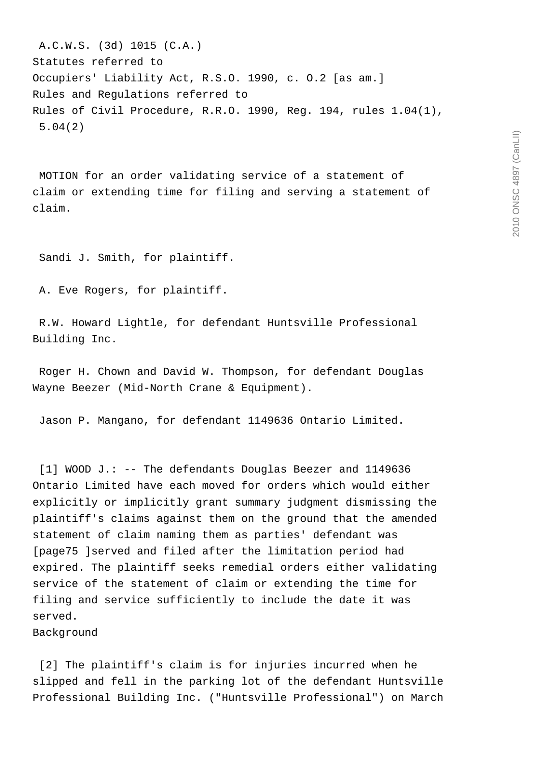A.C.W.S. (3d) 1015 (C.A.)

Statutes referred to

Occupiers' Liability Act, R.S.O. 1990, c. O.2 [as am.]

Rules and Regulations referred to

Rules of Civil Procedure, R.R.O. 1990, Reg. 194, rules 1.04(1), 5.04(2)

MOTION for an order validating service of a statement of claim or extending time for filing and serving a statement of claim.

Sandi J. Smith, for plaintiff.

A. Eve Rogers, for plaintiff.

R.W. Howard Lightle, for defendant Huntsville Professional Building Inc.

Roger H. Chown and David W. Thompson, for defendant Douglas Wayne Beezer (Mid-North Crane & Equipment).

Jason P. Mangano, for defendant 1149636 Ontario Limited.

[1] WOOD J.: -- The defendants Douglas Beezer and 1149636 Ontario Limited have each moved for orders which would either explicitly or implicitly grant summary judgment dismissing the plaintiff's claims against them on the ground that the amended statement of claim naming them as parties' defendant was [page75 ]served and filed after the limitation period had expired. The plaintiff seeks remedial orders either validating service of the statement of claim or extending the time for filing and service sufficiently to include the date it was served.

## Background

[2] The plaintiff's claim is for injuries incurred when he slipped and fell in the parking lot of the defendant Huntsville Professional Building Inc. ("Huntsville Professional") on March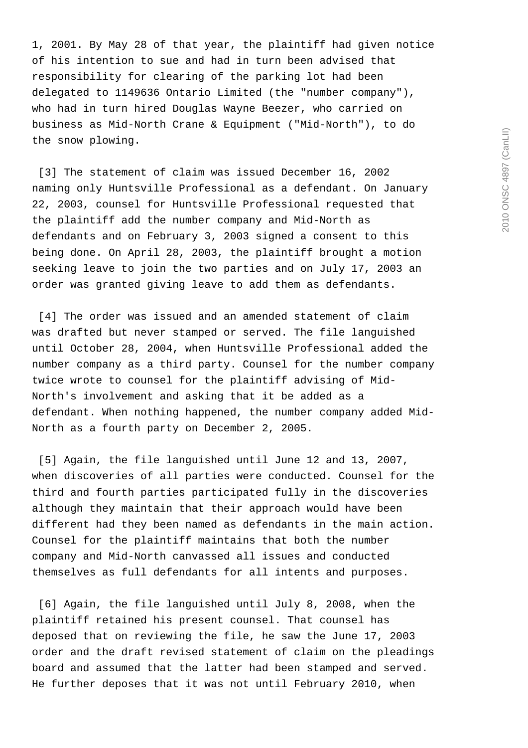1, 2001. By May 28 of that year, the plaintiff had given notice of his intention to sue and had in turn been advised that responsibility for clearing of the parking lot had been delegated to 1149636 Ontario Limited (the "number company"), who had in turn hired Douglas Wayne Beezer, who carried on business as Mid-North Crane & Equipment ("Mid-North"), to do the snow plowing.

[3] The statement of claim was issued December 16, 2002 naming only Huntsville Professional as a defendant. On January 22, 2003, counsel for Huntsville Professional requested that the plaintiff add the number company and Mid-North as defendants and on February 3, 2003 signed a consent to this being done. On April 28, 2003, the plaintiff brought a motion seeking leave to join the two parties and on July 17, 2003 an order was granted giving leave to add them as defendants.

[4] The order was issued and an amended statement of claim was drafted but never stamped or served. The file languished until October 28, 2004, when Huntsville Professional added the number company as a third party. Counsel for the number company twice wrote to counsel for the plaintiff advising of Mid-North's involvement and asking that it be added as a defendant. When nothing happened, the number company added Mid-North as a fourth party on December 2, 2005.

[5] Again, the file languished until June 12 and 13, 2007, when discoveries of all parties were conducted. Counsel for the third and fourth parties participated fully in the discoveries although they maintain that their approach would have been different had they been named as defendants in the main action. Counsel for the plaintiff maintains that both the number company and Mid-North canvassed all issues and conducted themselves as full defendants for all intents and purposes.

[6] Again, the file languished until July 8, 2008, when the plaintiff retained his present counsel. That counsel has deposed that on reviewing the file, he saw the June 17, 2003 order and the draft revised statement of claim on the pleadings board and assumed that the latter had been stamped and served. He further deposes that it was not until February 2010, when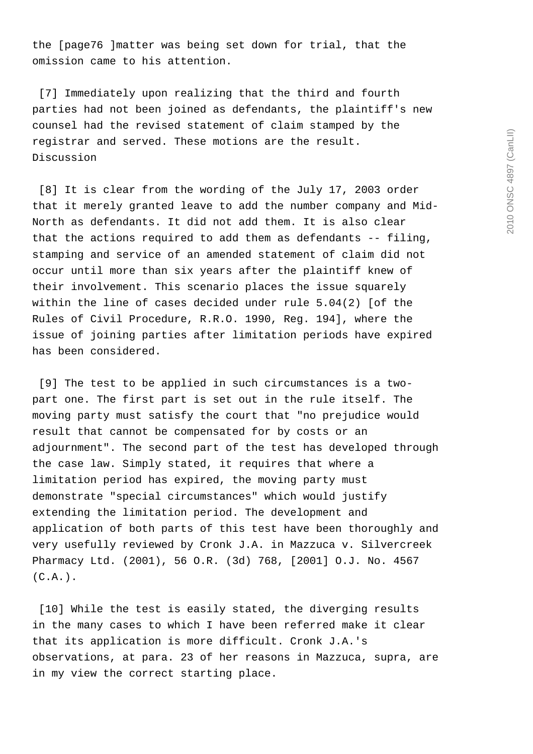the [page76 ]matter was being set down for trial, that the omission came to his attention.

[7] Immediately upon realizing that the third and fourth parties had not been joined as defendants, the plaintiff's new counsel had the revised statement of claim stamped by the registrar and served. These motions are the result.

## Discussion

[8] It is clear from the wording of the July 17, 2003 order that it merely granted leave to add the number company and Mid-North as defendants. It did not add them. It is also clear that the actions required to add them as defendants -- filing, stamping and service of an amended statement of claim did not occur until more than six years after the plaintiff knew of their involvement. This scenario places the issue squarely within the line of cases decided under rule 5.04(2) [of the Rules of Civil Procedure, R.R.O. 1990, Reg. 194], where the issue of joining parties after limitation periods have expired has been considered.

[9] The test to be applied in such circumstances is a two-part one. The first part is set out in the rule itself. The moving party must satisfy the court that "no prejudice would result that cannot be compensated for by costs or an adjournment". The second part of the test has developed through the case law. Simply stated, it requires that where a limitation period has expired, the moving party must demonstrate "special circumstances" which would justify extending the limitation period. The development and application of both parts of this test have been thoroughly and very usefully reviewed by Cronk J.A. in Mazzuca v. Silvercreek Pharmacy Ltd. (2001), 56 O.R. (3d) 768, [2001] O.J. No. 4567 (C.A.).

[10] While the test is easily stated, the diverging results in the many cases to which I have been referred make it clear that its application is more difficult. Cronk J.A.'s observations, at para. 23 of her reasons in Mazzuca, supra, are in my view the correct starting place.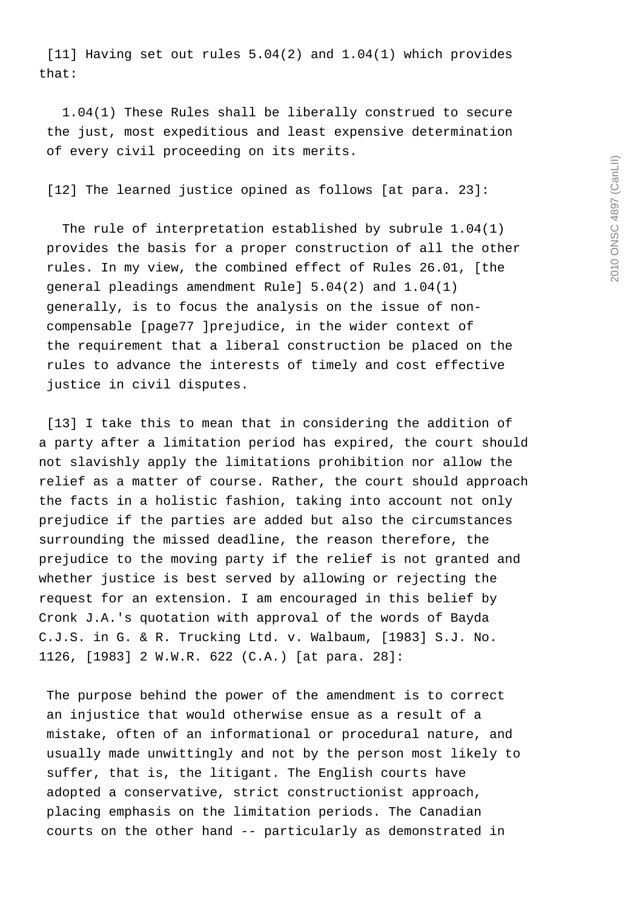[11] Having set out rules 5.04(2) and 1.04(1) which provides that:

> 1.04(1) These Rules shall be liberally construed to secure the just, most expeditious and least expensive determination of every civil proceeding on its merits.

[12] The learned justice opined as follows [at para. 23]:

> The rule of interpretation established by subrule 1.04(1) provides the basis for a proper construction of all the other rules. In my view, the combined effect of Rules 26.01, [the general pleadings amendment Rule] 5.04(2) and 1.04(1) generally, is to focus the analysis on the issue of non-compensable [page77 ]prejudice, in the wider context of the requirement that a liberal construction be placed on the rules to advance the interests of timely and cost effective justice in civil disputes.

[13] I take this to mean that in considering the addition of a party after a limitation period has expired, the court should not slavishly apply the limitations prohibition nor allow the relief as a matter of course. Rather, the court should approach the facts in a holistic fashion, taking into account not only prejudice if the parties are added but also the circumstances surrounding the missed deadline, the reason therefore, the prejudice to the moving party if the relief is not granted and whether justice is best served by allowing or rejecting the request for an extension. I am encouraged in this belief by Cronk J.A.'s quotation with approval of the words of Bayda C.J.S. in G. & R. Trucking Ltd. v. Walbaum, [1983] S.J. No. 1126, [1983] 2 W.W.R. 622 (C.A.) [at para. 28]:

> The purpose behind the power of the amendment is to correct an injustice that would otherwise ensue as a result of a mistake, often of an informational or procedural nature, and usually made unwittingly and not by the person most likely to suffer, that is, the litigant. The English courts have adopted a conservative, strict constructionist approach, placing emphasis on the limitation periods. The Canadian courts on the other hand -- particularly as demonstrated in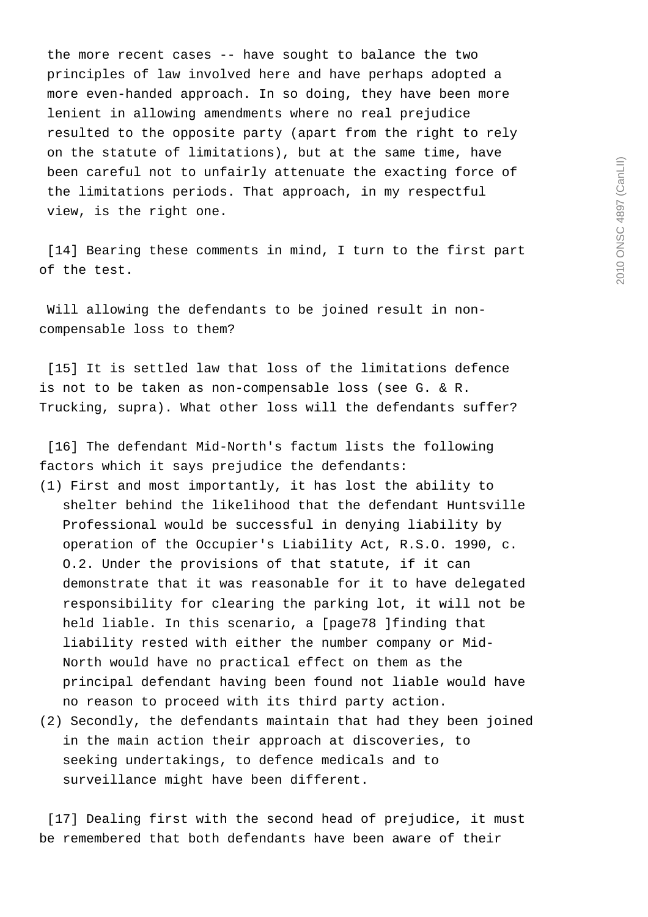the more recent cases -- have sought to balance the two principles of law involved here and have perhaps adopted a more even-handed approach. In so doing, they have been more lenient in allowing amendments where no real prejudice resulted to the opposite party (apart from the right to rely on the statute of limitations), but at the same time, have been careful not to unfairly attenuate the exacting force of the limitations periods. That approach, in my respectful view, is the right one.

[14] Bearing these comments in mind, I turn to the first part of the test.

Will allowing the defendants to be joined result in non-compensable loss to them?

[15] It is settled law that loss of the limitations defence is not to be taken as non-compensable loss (see G. & R. Trucking, supra). What other loss will the defendants suffer?

[16] The defendant Mid-North's factum lists the following factors which it says prejudice the defendants:

(1) First and most importantly, it has lost the ability to shelter behind the likelihood that the defendant Huntsville Professional would be successful in denying liability by operation of the Occupier's Liability Act, R.S.O. 1990, c. O.2. Under the provisions of that statute, if it can demonstrate that it was reasonable for it to have delegated responsibility for clearing the parking lot, it will not be held liable. In this scenario, a [page78 ]finding that liability rested with either the number company or Mid-North would have no practical effect on them as the principal defendant having been found not liable would have no reason to proceed with its third party action.
(2) Secondly, the defendants maintain that had they been joined in the main action their approach at discoveries, to seeking undertakings, to defence medicals and to surveillance might have been different.

[17] Dealing first with the second head of prejudice, it must be remembered that both defendants have been aware of their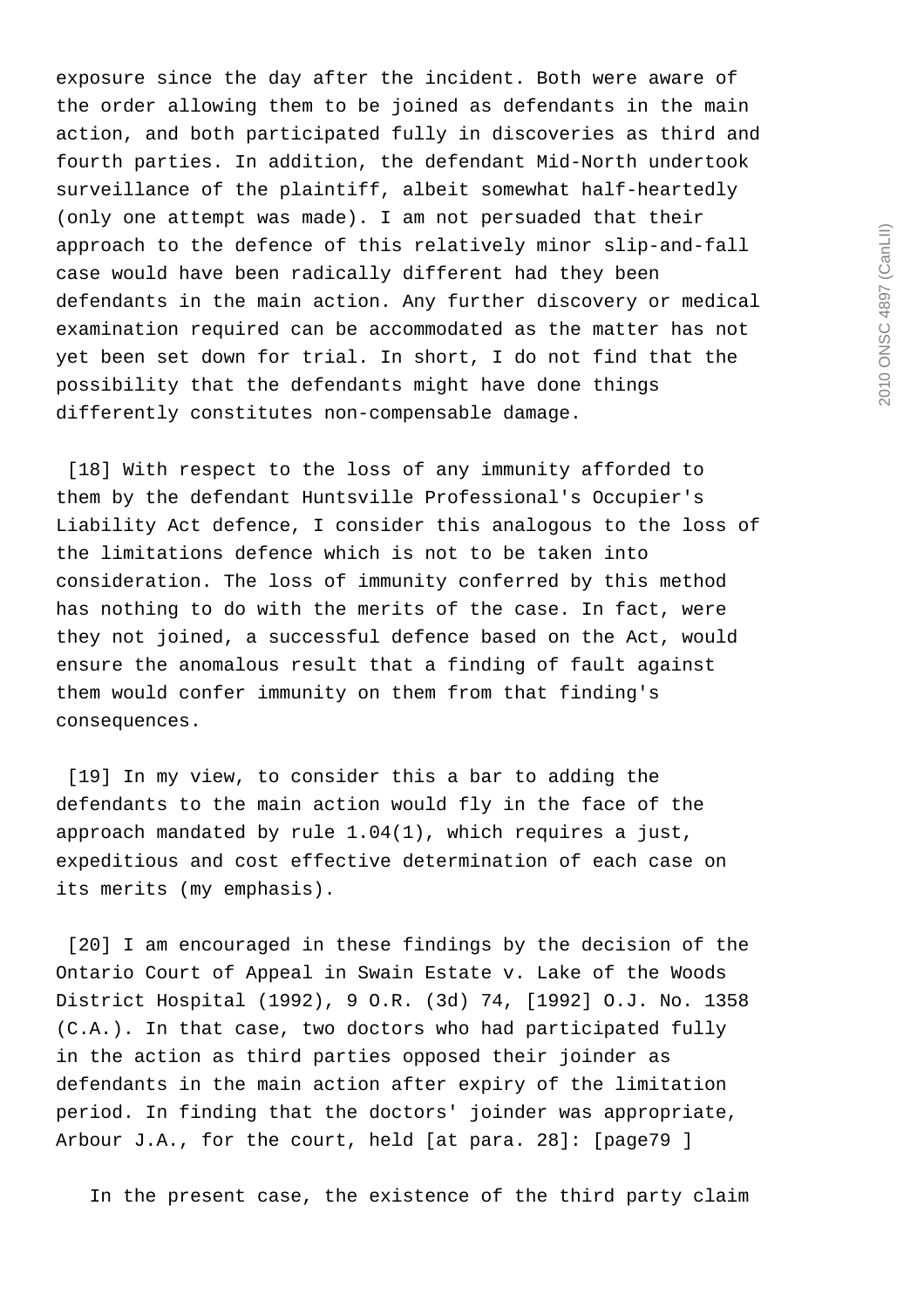exposure since the day after the incident. Both were aware of the order allowing them to be joined as defendants in the main action, and both participated fully in discoveries as third and fourth parties. In addition, the defendant Mid-North undertook surveillance of the plaintiff, albeit somewhat half-heartedly (only one attempt was made). I am not persuaded that their approach to the defence of this relatively minor slip-and-fall case would have been radically different had they been defendants in the main action. Any further discovery or medical examination required can be accommodated as the matter has not yet been set down for trial. In short, I do not find that the possibility that the defendants might have done things differently constitutes non-compensable damage.

[18] With respect to the loss of any immunity afforded to them by the defendant Huntsville Professional's Occupier's Liability Act defence, I consider this analogous to the loss of the limitations defence which is not to be taken into consideration. The loss of immunity conferred by this method has nothing to do with the merits of the case. In fact, were they not joined, a successful defence based on the Act, would ensure the anomalous result that a finding of fault against them would confer immunity on them from that finding's consequences.

[19] In my view, to consider this a bar to adding the defendants to the main action would fly in the face of the approach mandated by rule 1.04(1), which requires a just, expeditious and cost effective determination of each case on its merits (my emphasis).

[20] I am encouraged in these findings by the decision of the Ontario Court of Appeal in Swain Estate v. Lake of the Woods District Hospital (1992), 9 O.R. (3d) 74, [1992] O.J. No. 1358 (C.A.). In that case, two doctors who had participated fully in the action as third parties opposed their joinder as defendants in the main action after expiry of the limitation period. In finding that the doctors' joinder was appropriate, Arbour J.A., for the court, held [at para. 28]: [page79 ]

In the present case, the existence of the third party claim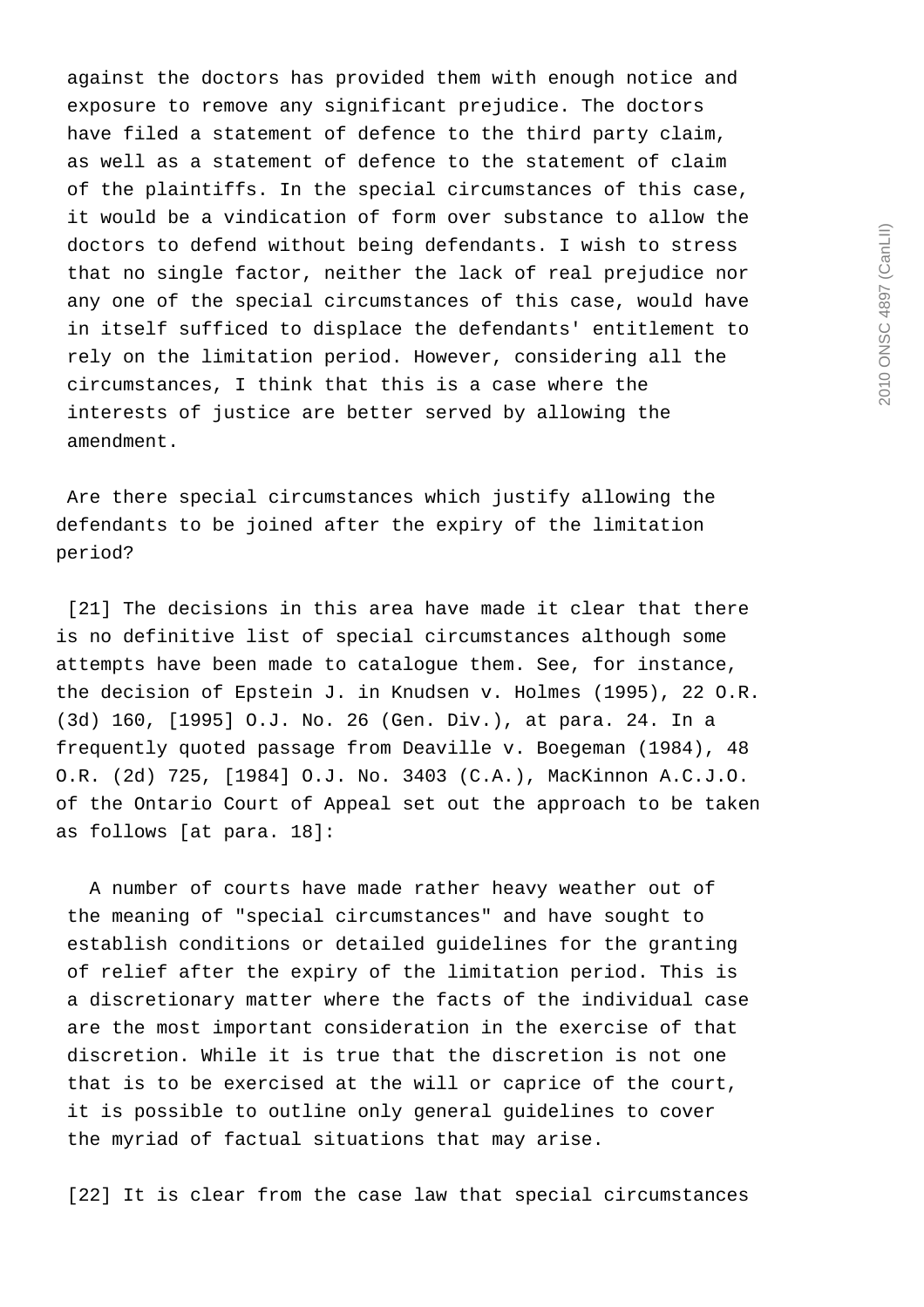against the doctors has provided them with enough notice and exposure to remove any significant prejudice. The doctors have filed a statement of defence to the third party claim, as well as a statement of defence to the statement of claim of the plaintiffs. In the special circumstances of this case, it would be a vindication of form over substance to allow the doctors to defend without being defendants. I wish to stress that no single factor, neither the lack of real prejudice nor any one of the special circumstances of this case, would have in itself sufficed to displace the defendants' entitlement to rely on the limitation period. However, considering all the circumstances, I think that this is a case where the interests of justice are better served by allowing the amendment.

Are there special circumstances which justify allowing the defendants to be joined after the expiry of the limitation period?

[21] The decisions in this area have made it clear that there is no definitive list of special circumstances although some attempts have been made to catalogue them. See, for instance, the decision of Epstein J. in Knudsen v. Holmes (1995), 22 O.R. (3d) 160, [1995] O.J. No. 26 (Gen. Div.), at para. 24. In a frequently quoted passage from Deaville v. Boegeman (1984), 48 O.R. (2d) 725, [1984] O.J. No. 3403 (C.A.), MacKinnon A.C.J.O. of the Ontario Court of Appeal set out the approach to be taken as follows [at para. 18]:

> A number of courts have made rather heavy weather out of the meaning of "special circumstances" and have sought to establish conditions or detailed guidelines for the granting of relief after the expiry of the limitation period. This is a discretionary matter where the facts of the individual case are the most important consideration in the exercise of that discretion. While it is true that the discretion is not one that is to be exercised at the will or caprice of the court, it is possible to outline only general guidelines to cover the myriad of factual situations that may arise.

[22] It is clear from the case law that special circumstances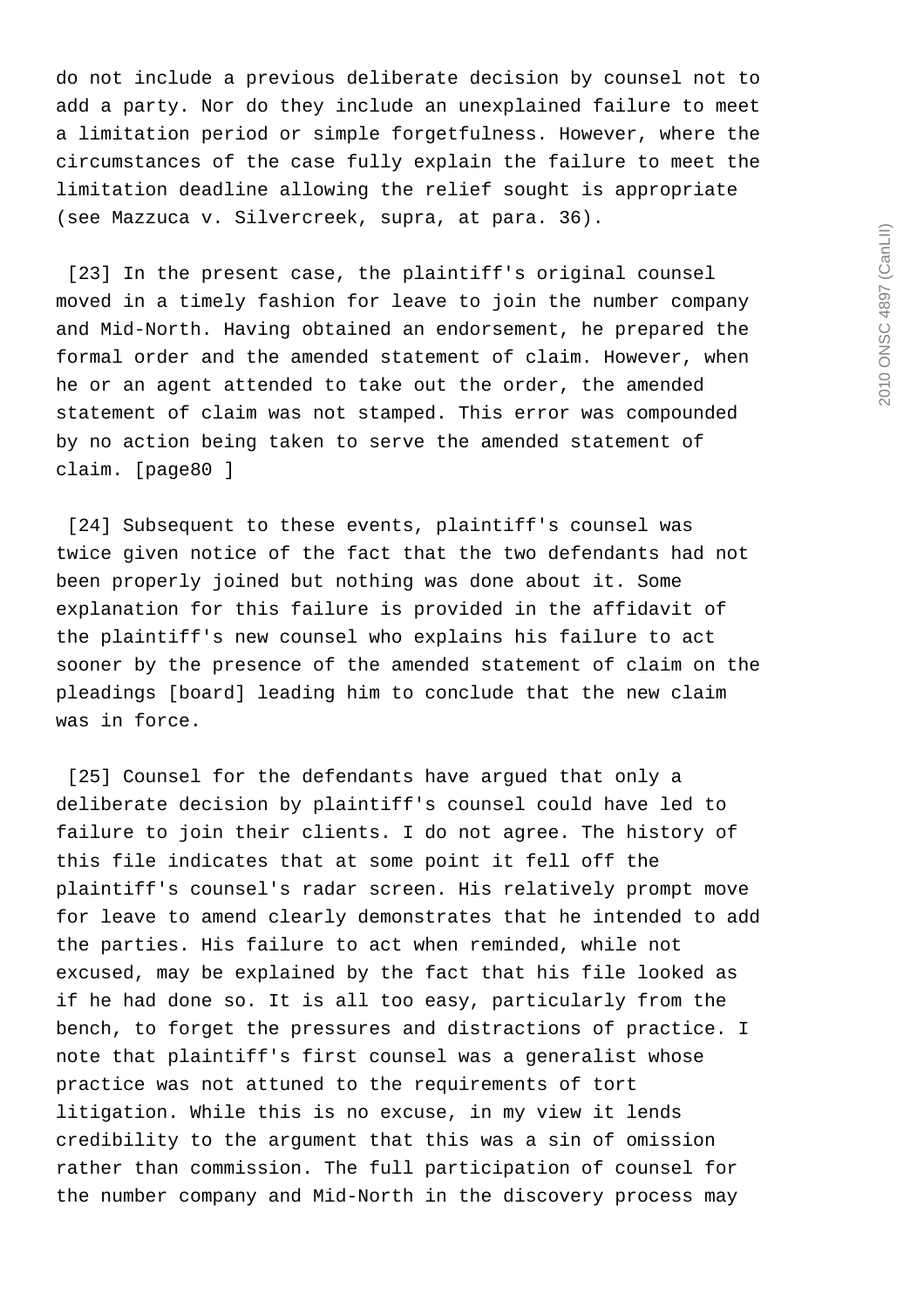do not include a previous deliberate decision by counsel not to add a party. Nor do they include an unexplained failure to meet a limitation period or simple forgetfulness. However, where the circumstances of the case fully explain the failure to meet the limitation deadline allowing the relief sought is appropriate (see Mazzuca v. Silvercreek, supra, at para. 36).

[23] In the present case, the plaintiff's original counsel moved in a timely fashion for leave to join the number company and Mid-North. Having obtained an endorsement, he prepared the formal order and the amended statement of claim. However, when he or an agent attended to take out the order, the amended statement of claim was not stamped. This error was compounded by no action being taken to serve the amended statement of claim. [page80 ]

[24] Subsequent to these events, plaintiff's counsel was twice given notice of the fact that the two defendants had not been properly joined but nothing was done about it. Some explanation for this failure is provided in the affidavit of the plaintiff's new counsel who explains his failure to act sooner by the presence of the amended statement of claim on the pleadings [board] leading him to conclude that the new claim was in force.

[25] Counsel for the defendants have argued that only a deliberate decision by plaintiff's counsel could have led to failure to join their clients. I do not agree. The history of this file indicates that at some point it fell off the plaintiff's counsel's radar screen. His relatively prompt move for leave to amend clearly demonstrates that he intended to add the parties. His failure to act when reminded, while not excused, may be explained by the fact that his file looked as if he had done so. It is all too easy, particularly from the bench, to forget the pressures and distractions of practice. I note that plaintiff's first counsel was a generalist whose practice was not attuned to the requirements of tort litigation. While this is no excuse, in my view it lends credibility to the argument that this was a sin of omission rather than commission. The full participation of counsel for the number company and Mid-North in the discovery process may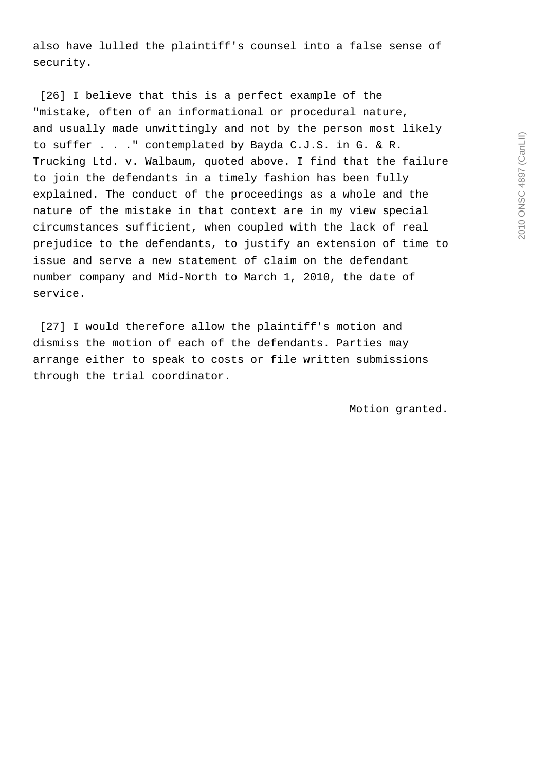also have lulled the plaintiff's counsel into a false sense of security.

[26] I believe that this is a perfect example of the "mistake, often of an informational or procedural nature, and usually made unwittingly and not by the person most likely to suffer . . ." contemplated by Bayda C.J.S. in G. & R. Trucking Ltd. v. Walbaum, quoted above. I find that the failure to join the defendants in a timely fashion has been fully explained. The conduct of the proceedings as a whole and the nature of the mistake in that context are in my view special circumstances sufficient, when coupled with the lack of real prejudice to the defendants, to justify an extension of time to issue and serve a new statement of claim on the defendant number company and Mid-North to March 1, 2010, the date of service.

[27] I would therefore allow the plaintiff's motion and dismiss the motion of each of the defendants. Parties may arrange either to speak to costs or file written submissions through the trial coordinator.

Motion granted.